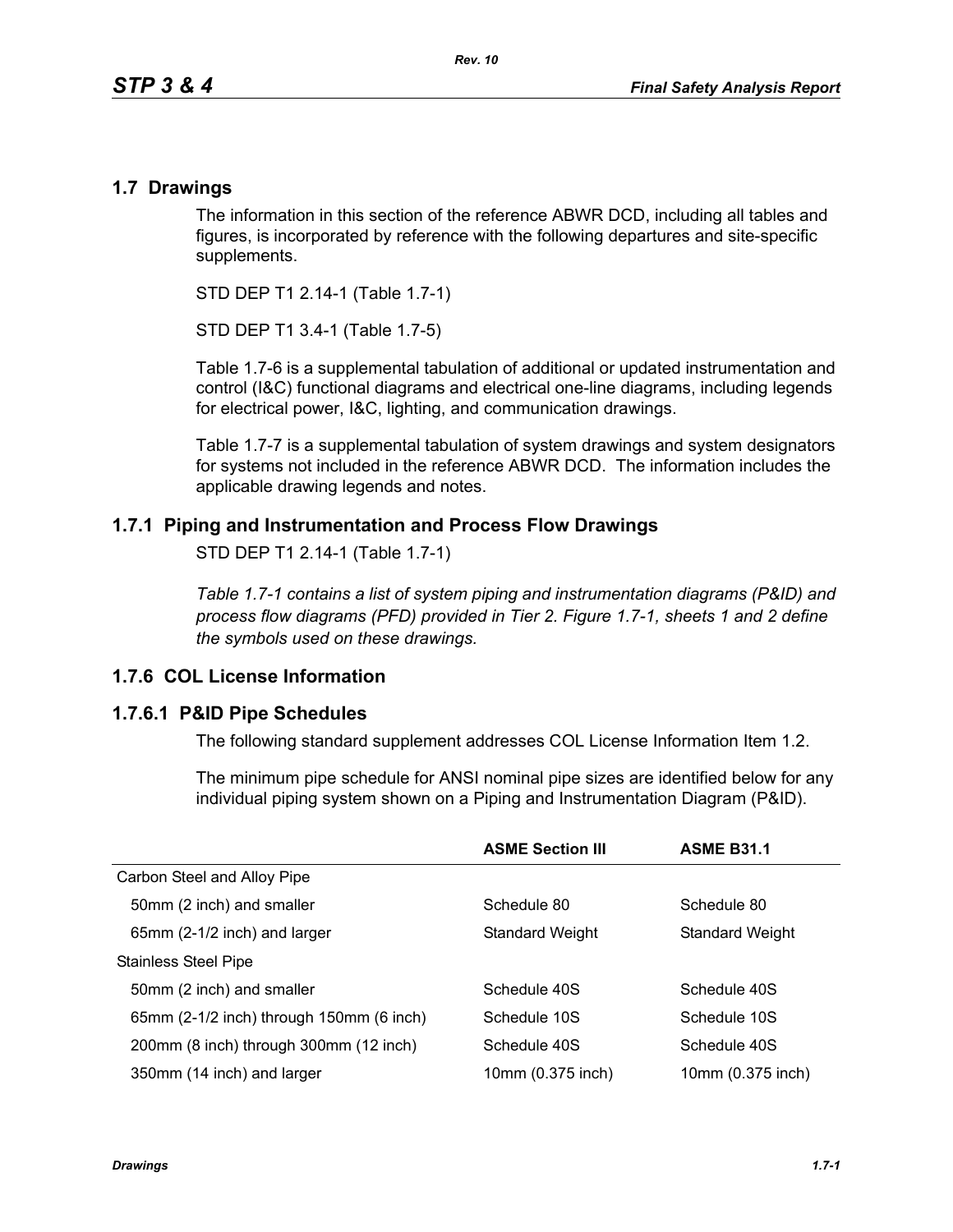## 1.7 Drawings

The information in this section of the reference ABWR DCD, including all tables and figures, is incorporated by reference with the following departures and site-specific supplements.

STD DEP T1 2.14-1 (Table 1.7-1)

STD DEP T1 3.4-1 (Table 1.7-5)

Table 1.7-6 is a supplemental tabulation of additional or updated instrumentation and control (I&C) functional diagrams and electrical one-line diagrams, including legends for electrical power, I&C, lighting, and communication drawings.

Table 1.7-7 is a supplemental tabulation of system drawings and system designators for systems not included in the reference ABWR DCD. The information includes the applicable drawing legends and notes.

### 1.7.1 Piping and Instrumentation and Process Flow Drawings

STD DEP T1 2.14-1 (Table 1.7-1)

*Table 1.7-1 contains a list of system piping and instrumentation diagrams (P&ID) and process flow diagrams (PFD) provided in Tier 2. Figure 1.7-1, sheets 1 and 2 define the symbols used on these drawings.*

### 1.7.6 COL License Information

#### 1.7.6.1 P&ID Pipe Schedules

The following standard supplement addresses COL License Information Item 1.2.

The minimum pipe schedule for ANSI nominal pipe sizes are identified below for any individual piping system shown on a Piping and Instrumentation Diagram (P&ID).

| | ASME Section III | ASME B31.1 |
|---|---|---|
| Carbon Steel and Alloy Pipe | | |
| 50mm (2 inch) and smaller | Schedule 80 | Schedule 80 |
| 65mm (2-1/2 inch) and larger | Standard Weight | Standard Weight |
| Stainless Steel Pipe | | |
| 50mm (2 inch) and smaller | Schedule 40S | Schedule 40S |
| 65mm (2-1/2 inch) through 150mm (6 inch) | Schedule 10S | Schedule 10S |
| 200mm (8 inch) through 300mm (12 inch) | Schedule 40S | Schedule 40S |
| 350mm (14 inch) and larger | 10mm (0.375 inch) | 10mm (0.375 inch) |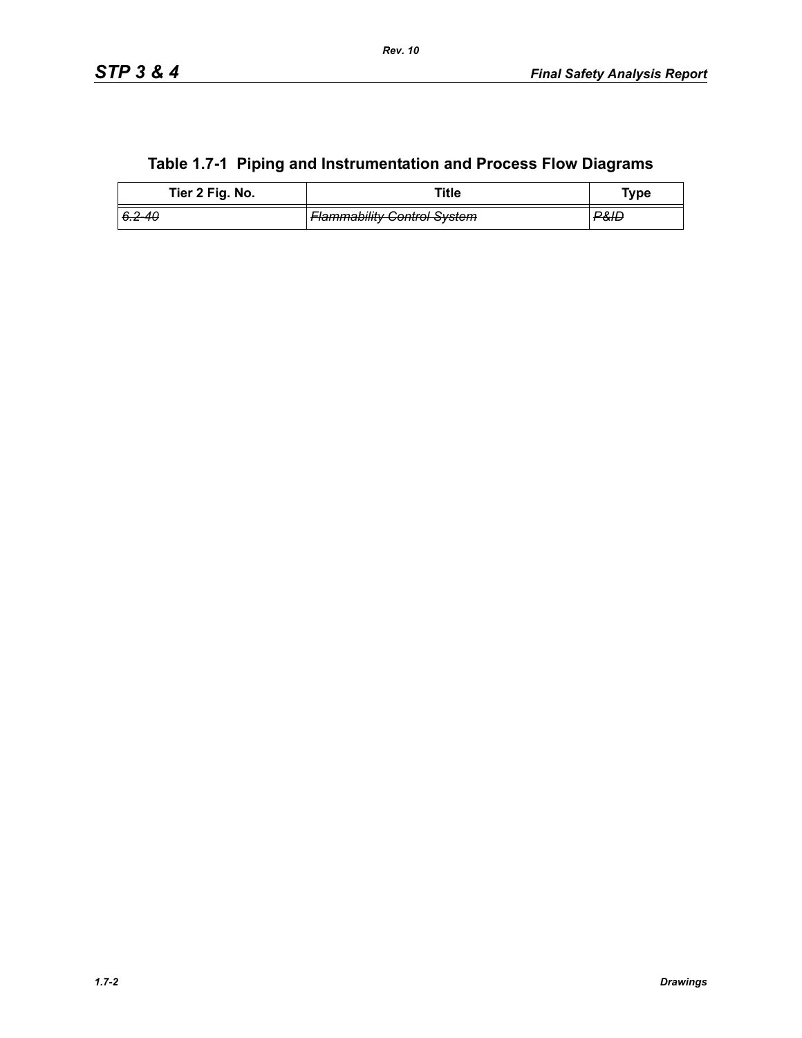## Table 1.7-1 Piping and Instrumentation and Process Flow Diagrams

| Tier 2 Fig. No. | Title | Type |
|---|---|---|
| ~~*6.2-40*~~ | ~~*Flammability Control System*~~ | ~~*P&ID*~~ |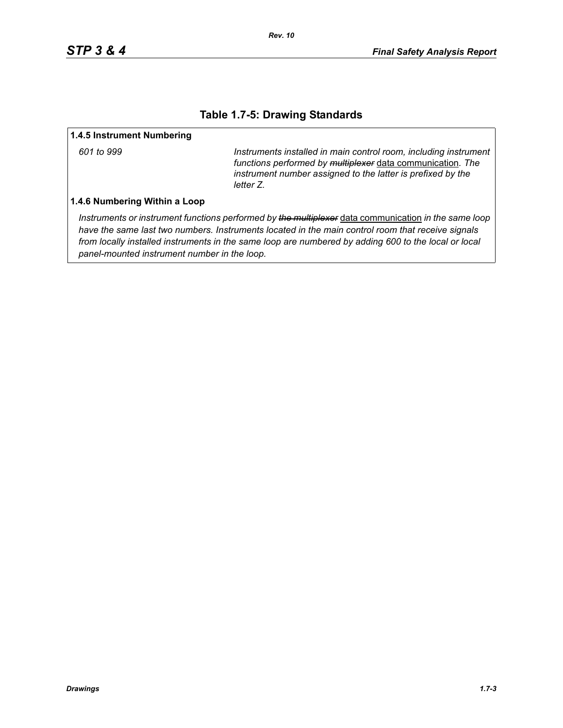## Table 1.7-5: Drawing Standards

**1.4.5 Instrument Numbering**

| | |
|---|---|
| *601 to 999* | *Instruments installed in main control room, including instrument functions performed by* ~~*multiplexer*~~ <u>data communication</u>*. The instrument number assigned to the latter is prefixed by the letter Z.* |

**1.4.6 Numbering Within a Loop**

*Instruments or instrument functions performed by* ~~*the multiplexer*~~ <u>data communication</u> *in the same loop have the same last two numbers. Instruments located in the main control room that receive signals from locally installed instruments in the same loop are numbered by adding 600 to the local or local panel-mounted instrument number in the loop.*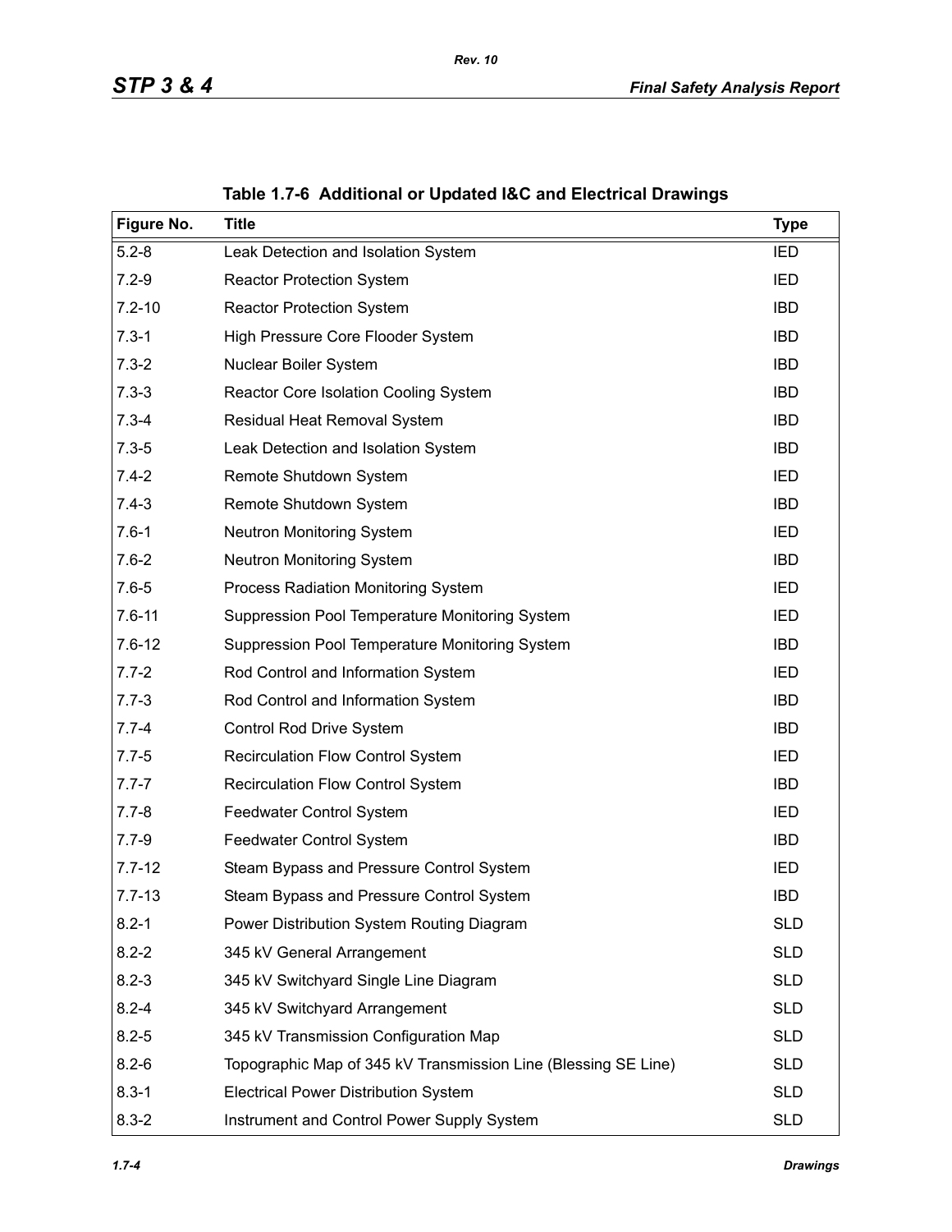**Table 1.7-6 Additional or Updated I&C and Electrical Drawings**

| Figure No. | Title | Type |
|---|---|---|
| 5.2-8 | Leak Detection and Isolation System | IED |
| 7.2-9 | Reactor Protection System | IED |
| 7.2-10 | Reactor Protection System | IBD |
| 7.3-1 | High Pressure Core Flooder System | IBD |
| 7.3-2 | Nuclear Boiler System | IBD |
| 7.3-3 | Reactor Core Isolation Cooling System | IBD |
| 7.3-4 | Residual Heat Removal System | IBD |
| 7.3-5 | Leak Detection and Isolation System | IBD |
| 7.4-2 | Remote Shutdown System | IED |
| 7.4-3 | Remote Shutdown System | IBD |
| 7.6-1 | Neutron Monitoring System | IED |
| 7.6-2 | Neutron Monitoring System | IBD |
| 7.6-5 | Process Radiation Monitoring System | IED |
| 7.6-11 | Suppression Pool Temperature Monitoring System | IED |
| 7.6-12 | Suppression Pool Temperature Monitoring System | IBD |
| 7.7-2 | Rod Control and Information System | IED |
| 7.7-3 | Rod Control and Information System | IBD |
| 7.7-4 | Control Rod Drive System | IBD |
| 7.7-5 | Recirculation Flow Control System | IED |
| 7.7-7 | Recirculation Flow Control System | IBD |
| 7.7-8 | Feedwater Control System | IED |
| 7.7-9 | Feedwater Control System | IBD |
| 7.7-12 | Steam Bypass and Pressure Control System | IED |
| 7.7-13 | Steam Bypass and Pressure Control System | IBD |
| 8.2-1 | Power Distribution System Routing Diagram | SLD |
| 8.2-2 | 345 kV General Arrangement | SLD |
| 8.2-3 | 345 kV Switchyard Single Line Diagram | SLD |
| 8.2-4 | 345 kV Switchyard Arrangement | SLD |
| 8.2-5 | 345 kV Transmission Configuration Map | SLD |
| 8.2-6 | Topographic Map of 345 kV Transmission Line (Blessing SE Line) | SLD |
| 8.3-1 | Electrical Power Distribution System | SLD |
| 8.3-2 | Instrument and Control Power Supply System | SLD |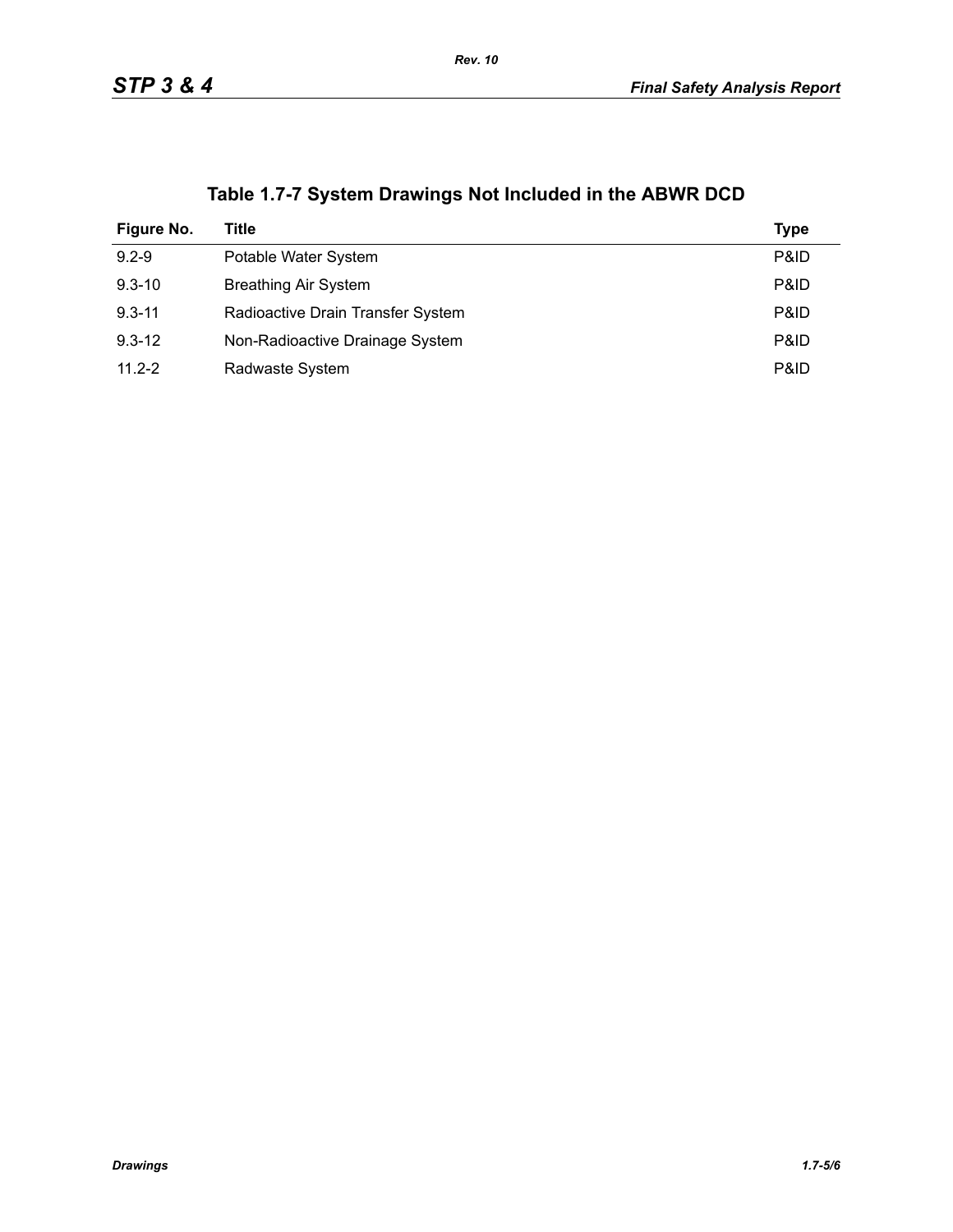## Table 1.7-7 System Drawings Not Included in the ABWR DCD

| Figure No. | Title | Type |
|---|---|---|
| 9.2-9 | Potable Water System | P&ID |
| 9.3-10 | Breathing Air System | P&ID |
| 9.3-11 | Radioactive Drain Transfer System | P&ID |
| 9.3-12 | Non-Radioactive Drainage System | P&ID |
| 11.2-2 | Radwaste System | P&ID |